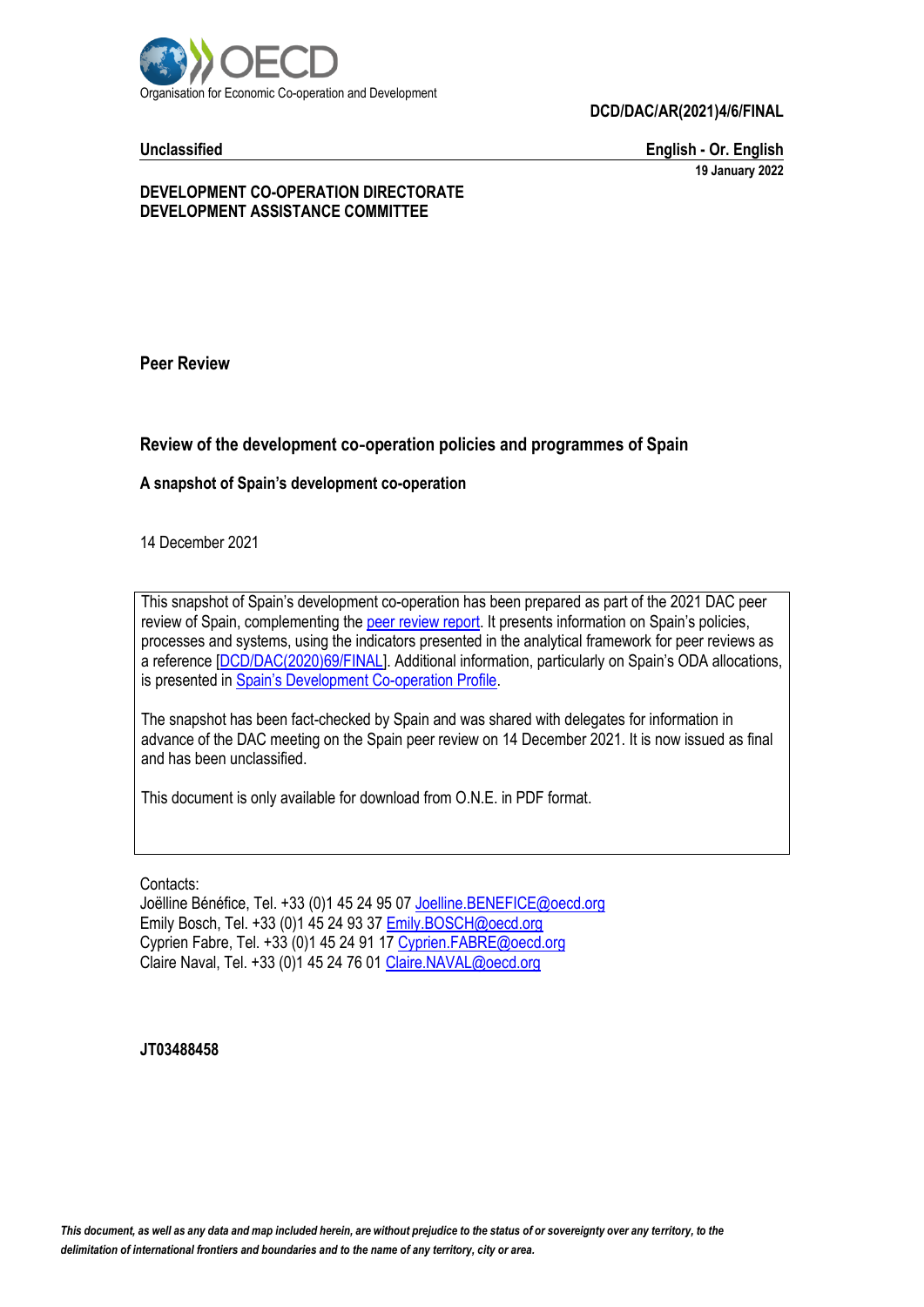Organisation for Economic Co-operation and Development

**DCD/DAC/AR(2021)4/6/FINAL**

**Unclassified** **English - Or. English**

**19 January 2022**

**DEVELOPMENT CO-OPERATION DIRECTORATE**
**DEVELOPMENT ASSISTANCE COMMITTEE**

**Peer Review**

## Review of the development co-operation policies and programmes of Spain

### A snapshot of Spain's development co-operation

14 December 2021

This snapshot of Spain's development co-operation has been prepared as part of the 2021 DAC peer review of Spain, complementing the peer review report. It presents information on Spain's policies, processes and systems, using the indicators presented in the analytical framework for peer reviews as a reference [DCD/DAC(2020)69/FINAL]. Additional information, particularly on Spain's ODA allocations, is presented in Spain's Development Co-operation Profile.

The snapshot has been fact-checked by Spain and was shared with delegates for information in advance of the DAC meeting on the Spain peer review on 14 December 2021. It is now issued as final and has been unclassified.

This document is only available for download from O.N.E. in PDF format.

Contacts:
Joëlline Bénéfice, Tel. +33 (0)1 45 24 95 07 Joelline.BENEFICE@oecd.org
Emily Bosch, Tel. +33 (0)1 45 24 93 37 Emily.BOSCH@oecd.org
Cyprien Fabre, Tel. +33 (0)1 45 24 91 17 Cyprien.FABRE@oecd.org
Claire Naval, Tel. +33 (0)1 45 24 76 01 Claire.NAVAL@oecd.org

**JT03488458**

*This document, as well as any data and map included herein, are without prejudice to the status of or sovereignty over any territory, to the delimitation of international frontiers and boundaries and to the name of any territory, city or area.*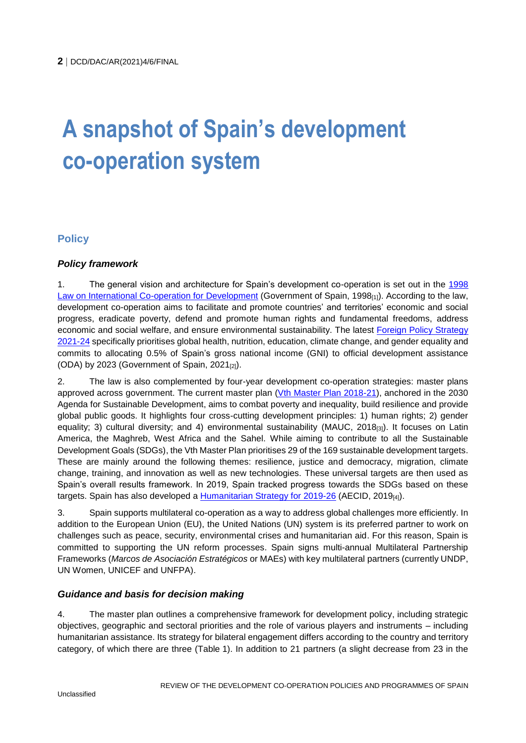// A snapshot of Spain's development co-operation system

## Policy

### *Policy framework*

1. The general vision and architecture for Spain's development co-operation is set out in the 1998 Law on International Co-operation for Development (Government of Spain, 1998[1]). According to the law, development co-operation aims to facilitate and promote countries' and territories' economic and social progress, eradicate poverty, defend and promote human rights and fundamental freedoms, address economic and social welfare, and ensure environmental sustainability. The latest Foreign Policy Strategy 2021-24 specifically prioritises global health, nutrition, education, climate change, and gender equality and commits to allocating 0.5% of Spain's gross national income (GNI) to official development assistance (ODA) by 2023 (Government of Spain, 2021[2]).

2. The law is also complemented by four-year development co-operation strategies: master plans approved across government. The current master plan (Vth Master Plan 2018-21), anchored in the 2030 Agenda for Sustainable Development, aims to combat poverty and inequality, build resilience and provide global public goods. It highlights four cross-cutting development principles: 1) human rights; 2) gender equality; 3) cultural diversity; and 4) environmental sustainability (MAUC, 2018[3]). It focuses on Latin America, the Maghreb, West Africa and the Sahel. While aiming to contribute to all the Sustainable Development Goals (SDGs), the Vth Master Plan prioritises 29 of the 169 sustainable development targets. These are mainly around the following themes: resilience, justice and democracy, migration, climate change, training, and innovation as well as new technologies. These universal targets are then used as Spain's overall results framework. In 2019, Spain tracked progress towards the SDGs based on these targets. Spain has also developed a Humanitarian Strategy for 2019-26 (AECID, 2019[4]).

3. Spain supports multilateral co-operation as a way to address global challenges more efficiently. In addition to the European Union (EU), the United Nations (UN) system is its preferred partner to work on challenges such as peace, security, environmental crises and humanitarian aid. For this reason, Spain is committed to supporting the UN reform processes. Spain signs multi-annual Multilateral Partnership Frameworks (*Marcos de Asociación Estratégicos* or MAEs) with key multilateral partners (currently UNDP, UN Women, UNICEF and UNFPA).

### *Guidance and basis for decision making*

4. The master plan outlines a comprehensive framework for development policy, including strategic objectives, geographic and sectoral priorities and the role of various players and instruments – including humanitarian assistance. Its strategy for bilateral engagement differs according to the country and territory category, of which there are three (Table 1). In addition to 21 partners (a slight decrease from 23 in the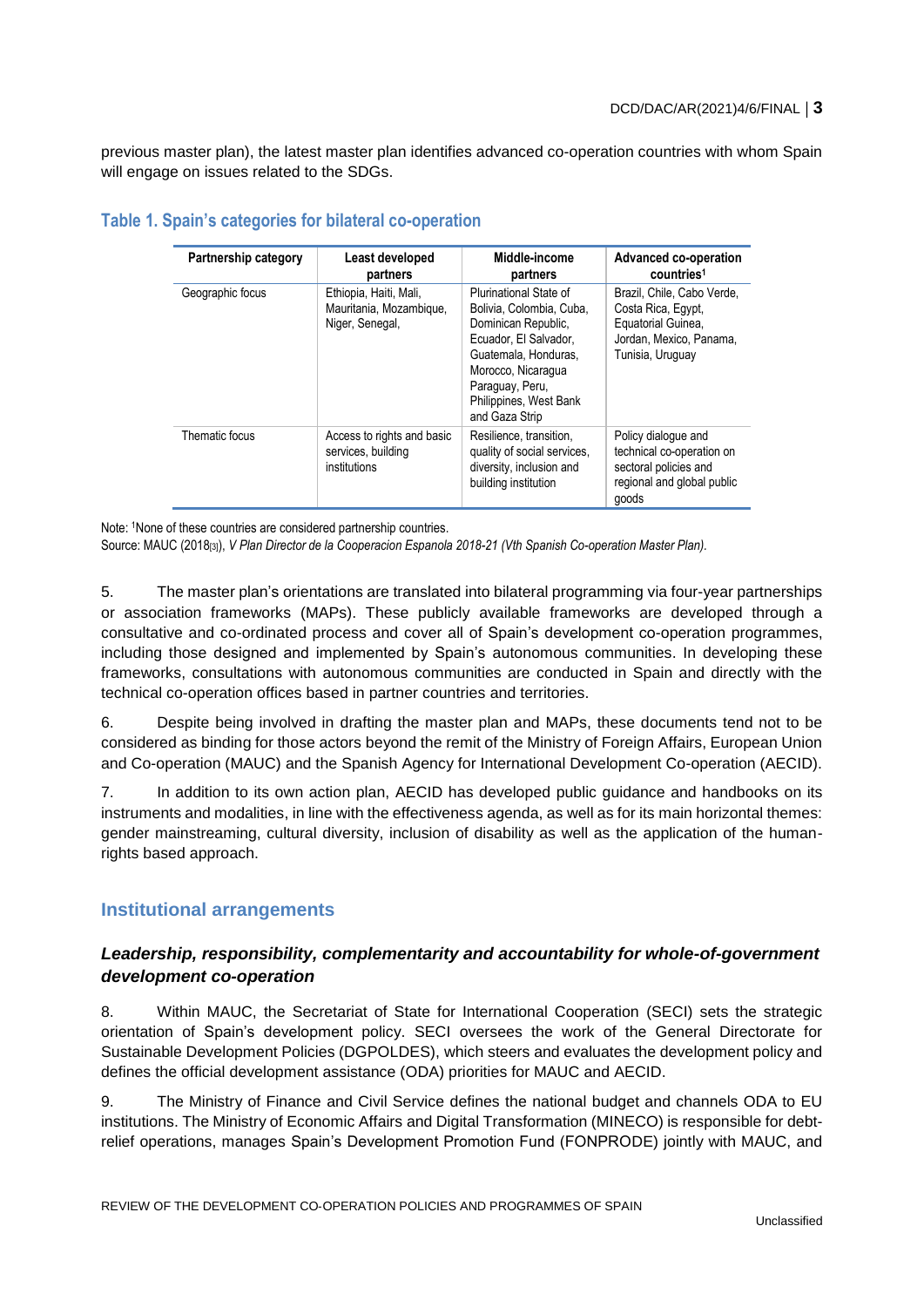previous master plan), the latest master plan identifies advanced co-operation countries with whom Spain will engage on issues related to the SDGs.

### Table 1. Spain's categories for bilateral co-operation

| Partnership category | Least developed partners | Middle-income partners | Advanced co-operation countries[1] |
|---|---|---|---|
| Geographic focus | Ethiopia, Haiti, Mali, Mauritania, Mozambique, Niger, Senegal, | Plurinational State of Bolivia, Colombia, Cuba, Dominican Republic, Ecuador, El Salvador, Guatemala, Honduras, Morocco, Nicaragua Paraguay, Peru, Philippines, West Bank and Gaza Strip | Brazil, Chile, Cabo Verde, Costa Rica, Egypt, Equatorial Guinea, Jordan, Mexico, Panama, Tunisia, Uruguay |
| Thematic focus | Access to rights and basic services, building institutions | Resilience, transition, quality of social services, diversity, inclusion and building institution | Policy dialogue and technical co-operation on sectoral policies and regional and global public goods |

Note: [1]None of these countries are considered partnership countries.

Source: MAUC (2018[3]), *V Plan Director de la Cooperacion Espanola 2018-21 (Vth Spanish Co-operation Master Plan).*

5. The master plan's orientations are translated into bilateral programming via four-year partnerships or association frameworks (MAPs). These publicly available frameworks are developed through a consultative and co-ordinated process and cover all of Spain's development co-operation programmes, including those designed and implemented by Spain's autonomous communities. In developing these frameworks, consultations with autonomous communities are conducted in Spain and directly with the technical co-operation offices based in partner countries and territories.

6. Despite being involved in drafting the master plan and MAPs, these documents tend not to be considered as binding for those actors beyond the remit of the Ministry of Foreign Affairs, European Union and Co-operation (MAUC) and the Spanish Agency for International Development Co-operation (AECID).

7. In addition to its own action plan, AECID has developed public guidance and handbooks on its instruments and modalities, in line with the effectiveness agenda, as well as for its main horizontal themes: gender mainstreaming, cultural diversity, inclusion of disability as well as the application of the human-rights based approach.

## Institutional arrangements

### *Leadership, responsibility, complementarity and accountability for whole-of-government development co-operation*

8. Within MAUC, the Secretariat of State for International Cooperation (SECI) sets the strategic orientation of Spain's development policy. SECI oversees the work of the General Directorate for Sustainable Development Policies (DGPOLDES), which steers and evaluates the development policy and defines the official development assistance (ODA) priorities for MAUC and AECID.

9. The Ministry of Finance and Civil Service defines the national budget and channels ODA to EU institutions. The Ministry of Economic Affairs and Digital Transformation (MINECO) is responsible for debt-relief operations, manages Spain's Development Promotion Fund (FONPRODE) jointly with MAUC, and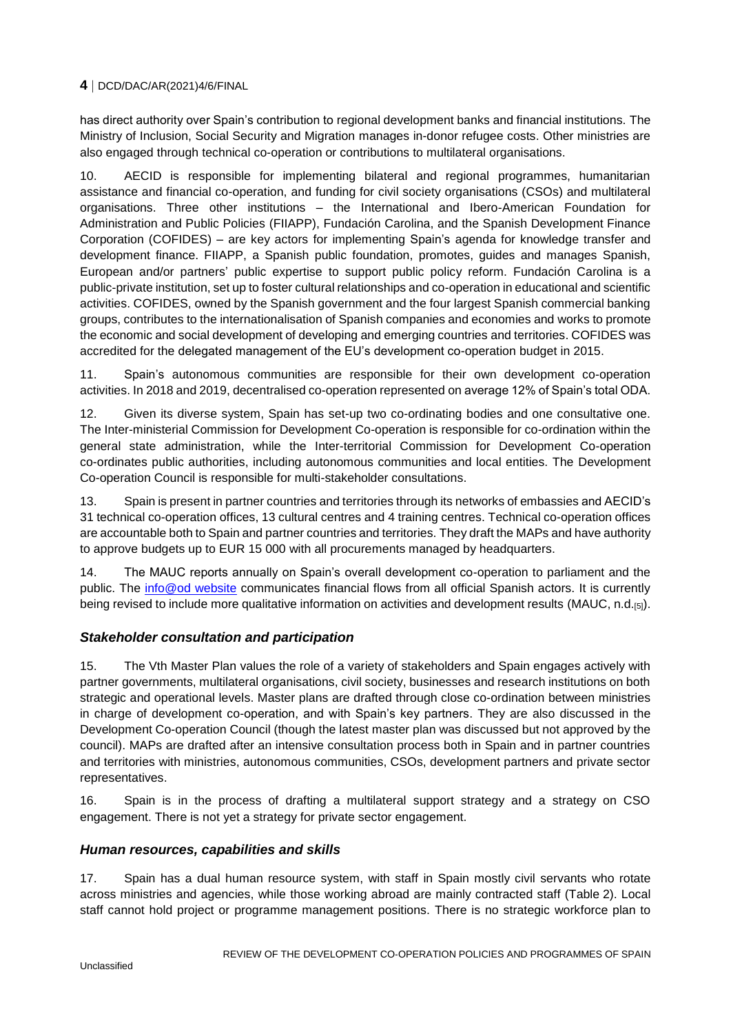has direct authority over Spain's contribution to regional development banks and financial institutions. The Ministry of Inclusion, Social Security and Migration manages in-donor refugee costs. Other ministries are also engaged through technical co-operation or contributions to multilateral organisations.

10. AECID is responsible for implementing bilateral and regional programmes, humanitarian assistance and financial co-operation, and funding for civil society organisations (CSOs) and multilateral organisations. Three other institutions – the International and Ibero-American Foundation for Administration and Public Policies (FIIAPP), Fundación Carolina, and the Spanish Development Finance Corporation (COFIDES) – are key actors for implementing Spain's agenda for knowledge transfer and development finance. FIIAPP, a Spanish public foundation, promotes, guides and manages Spanish, European and/or partners' public expertise to support public policy reform. Fundación Carolina is a public-private institution, set up to foster cultural relationships and co-operation in educational and scientific activities. COFIDES, owned by the Spanish government and the four largest Spanish commercial banking groups, contributes to the internationalisation of Spanish companies and economies and works to promote the economic and social development of developing and emerging countries and territories. COFIDES was accredited for the delegated management of the EU's development co-operation budget in 2015.

11. Spain's autonomous communities are responsible for their own development co-operation activities. In 2018 and 2019, decentralised co-operation represented on average 12% of Spain's total ODA.

12. Given its diverse system, Spain has set-up two co-ordinating bodies and one consultative one. The Inter-ministerial Commission for Development Co-operation is responsible for co-ordination within the general state administration, while the Inter-territorial Commission for Development Co-operation co-ordinates public authorities, including autonomous communities and local entities. The Development Co-operation Council is responsible for multi-stakeholder consultations.

13. Spain is present in partner countries and territories through its networks of embassies and AECID's 31 technical co-operation offices, 13 cultural centres and 4 training centres. Technical co-operation offices are accountable both to Spain and partner countries and territories. They draft the MAPs and have authority to approve budgets up to EUR 15 000 with all procurements managed by headquarters.

14. The MAUC reports annually on Spain's overall development co-operation to parliament and the public. The info@od website communicates financial flows from all official Spanish actors. It is currently being revised to include more qualitative information on activities and development results (MAUC, n.d.[5]).

### *Stakeholder consultation and participation*

15. The Vth Master Plan values the role of a variety of stakeholders and Spain engages actively with partner governments, multilateral organisations, civil society, businesses and research institutions on both strategic and operational levels. Master plans are drafted through close co-ordination between ministries in charge of development co-operation, and with Spain's key partners. They are also discussed in the Development Co-operation Council (though the latest master plan was discussed but not approved by the council). MAPs are drafted after an intensive consultation process both in Spain and in partner countries and territories with ministries, autonomous communities, CSOs, development partners and private sector representatives.

16. Spain is in the process of drafting a multilateral support strategy and a strategy on CSO engagement. There is not yet a strategy for private sector engagement.

### *Human resources, capabilities and skills*

17. Spain has a dual human resource system, with staff in Spain mostly civil servants who rotate across ministries and agencies, while those working abroad are mainly contracted staff (Table 2). Local staff cannot hold project or programme management positions. There is no strategic workforce plan to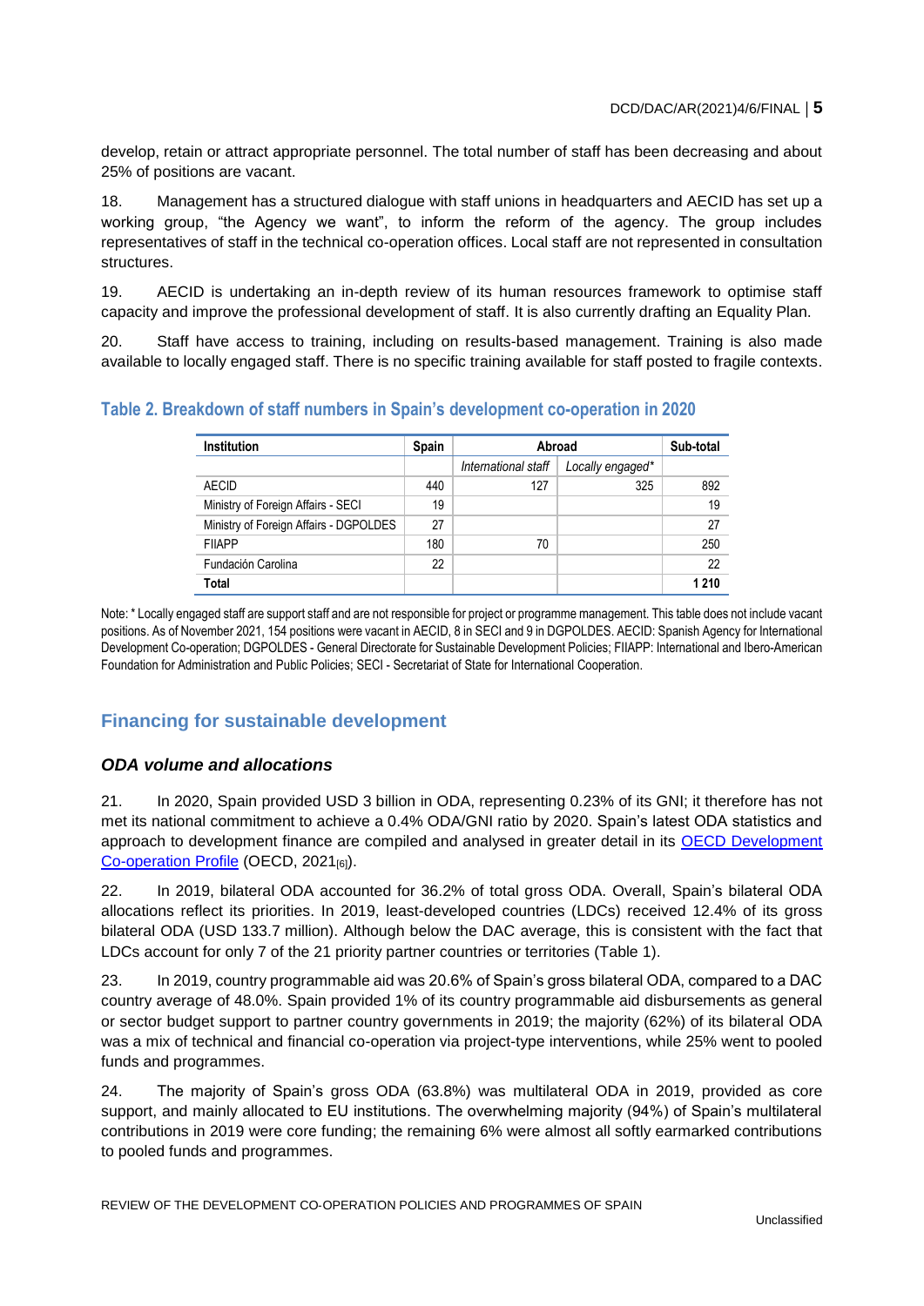develop, retain or attract appropriate personnel. The total number of staff has been decreasing and about 25% of positions are vacant.

18. Management has a structured dialogue with staff unions in headquarters and AECID has set up a working group, "the Agency we want", to inform the reform of the agency. The group includes representatives of staff in the technical co-operation offices. Local staff are not represented in consultation structures.

19. AECID is undertaking an in-depth review of its human resources framework to optimise staff capacity and improve the professional development of staff. It is also currently drafting an Equality Plan.

20. Staff have access to training, including on results-based management. Training is also made available to locally engaged staff. There is no specific training available for staff posted to fragile contexts.

### Table 2. Breakdown of staff numbers in Spain's development co-operation in 2020

| Institution | Spain | Abroad | | Sub-total |
|---|---|---|---|---|
| | | *International staff* | *Locally engaged\** | |
| AECID | 440 | 127 | 325 | 892 |
| Ministry of Foreign Affairs - SECI | 19 | | | 19 |
| Ministry of Foreign Affairs - DGPOLDES | 27 | | | 27 |
| FIIAPP | 180 | 70 | | 250 |
| Fundación Carolina | 22 | | | 22 |
| **Total** | | | | **1 210** |

Note: * Locally engaged staff are support staff and are not responsible for project or programme management. This table does not include vacant positions. As of November 2021, 154 positions were vacant in AECID, 8 in SECI and 9 in DGPOLDES. AECID: Spanish Agency for International Development Co-operation; DGPOLDES - General Directorate for Sustainable Development Policies; FIIAPP: International and Ibero-American Foundation for Administration and Public Policies; SECI - Secretariat of State for International Cooperation.

## Financing for sustainable development

### *ODA volume and allocations*

21. In 2020, Spain provided USD 3 billion in ODA, representing 0.23% of its GNI; it therefore has not met its national commitment to achieve a 0.4% ODA/GNI ratio by 2020. Spain's latest ODA statistics and approach to development finance are compiled and analysed in greater detail in its OECD Development Co-operation Profile (OECD, 2021[6]).

22. In 2019, bilateral ODA accounted for 36.2% of total gross ODA. Overall, Spain's bilateral ODA allocations reflect its priorities. In 2019, least-developed countries (LDCs) received 12.4% of its gross bilateral ODA (USD 133.7 million). Although below the DAC average, this is consistent with the fact that LDCs account for only 7 of the 21 priority partner countries or territories (Table 1).

23. In 2019, country programmable aid was 20.6% of Spain's gross bilateral ODA, compared to a DAC country average of 48.0%. Spain provided 1% of its country programmable aid disbursements as general or sector budget support to partner country governments in 2019; the majority (62%) of its bilateral ODA was a mix of technical and financial co-operation via project-type interventions, while 25% went to pooled funds and programmes.

24. The majority of Spain's gross ODA (63.8%) was multilateral ODA in 2019, provided as core support, and mainly allocated to EU institutions. The overwhelming majority (94%) of Spain's multilateral contributions in 2019 were core funding; the remaining 6% were almost all softly earmarked contributions to pooled funds and programmes.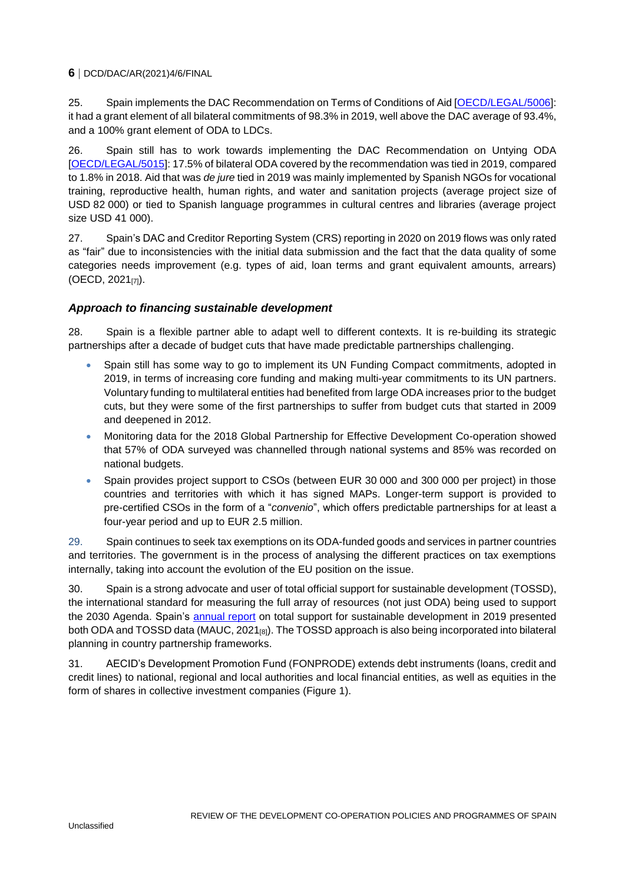25. Spain implements the DAC Recommendation on Terms of Conditions of Aid [OECD/LEGAL/5006]: it had a grant element of all bilateral commitments of 98.3% in 2019, well above the DAC average of 93.4%, and a 100% grant element of ODA to LDCs.

26. Spain still has to work towards implementing the DAC Recommendation on Untying ODA [OECD/LEGAL/5015]: 17.5% of bilateral ODA covered by the recommendation was tied in 2019, compared to 1.8% in 2018. Aid that was *de jure* tied in 2019 was mainly implemented by Spanish NGOs for vocational training, reproductive health, human rights, and water and sanitation projects (average project size of USD 82 000) or tied to Spanish language programmes in cultural centres and libraries (average project size USD 41 000).

27. Spain's DAC and Creditor Reporting System (CRS) reporting in 2020 on 2019 flows was only rated as "fair" due to inconsistencies with the initial data submission and the fact that the data quality of some categories needs improvement (e.g. types of aid, loan terms and grant equivalent amounts, arrears) (OECD, 2021[7]).

### *Approach to financing sustainable development*

28. Spain is a flexible partner able to adapt well to different contexts. It is re-building its strategic partnerships after a decade of budget cuts that have made predictable partnerships challenging.

- Spain still has some way to go to implement its UN Funding Compact commitments, adopted in 2019, in terms of increasing core funding and making multi-year commitments to its UN partners. Voluntary funding to multilateral entities had benefited from large ODA increases prior to the budget cuts, but they were some of the first partnerships to suffer from budget cuts that started in 2009 and deepened in 2012.
- Monitoring data for the 2018 Global Partnership for Effective Development Co-operation showed that 57% of ODA surveyed was channelled through national systems and 85% was recorded on national budgets.
- Spain provides project support to CSOs (between EUR 30 000 and 300 000 per project) in those countries and territories with which it has signed MAPs. Longer-term support is provided to pre-certified CSOs in the form of a "*convenio*", which offers predictable partnerships for at least a four-year period and up to EUR 2.5 million.

29. Spain continues to seek tax exemptions on its ODA-funded goods and services in partner countries and territories. The government is in the process of analysing the different practices on tax exemptions internally, taking into account the evolution of the EU position on the issue.

30. Spain is a strong advocate and user of total official support for sustainable development (TOSSD), the international standard for measuring the full array of resources (not just ODA) being used to support the 2030 Agenda. Spain's annual report on total support for sustainable development in 2019 presented both ODA and TOSSD data (MAUC, 2021[8]). The TOSSD approach is also being incorporated into bilateral planning in country partnership frameworks.

31. AECID's Development Promotion Fund (FONPRODE) extends debt instruments (loans, credit and credit lines) to national, regional and local authorities and local financial entities, as well as equities in the form of shares in collective investment companies (Figure 1).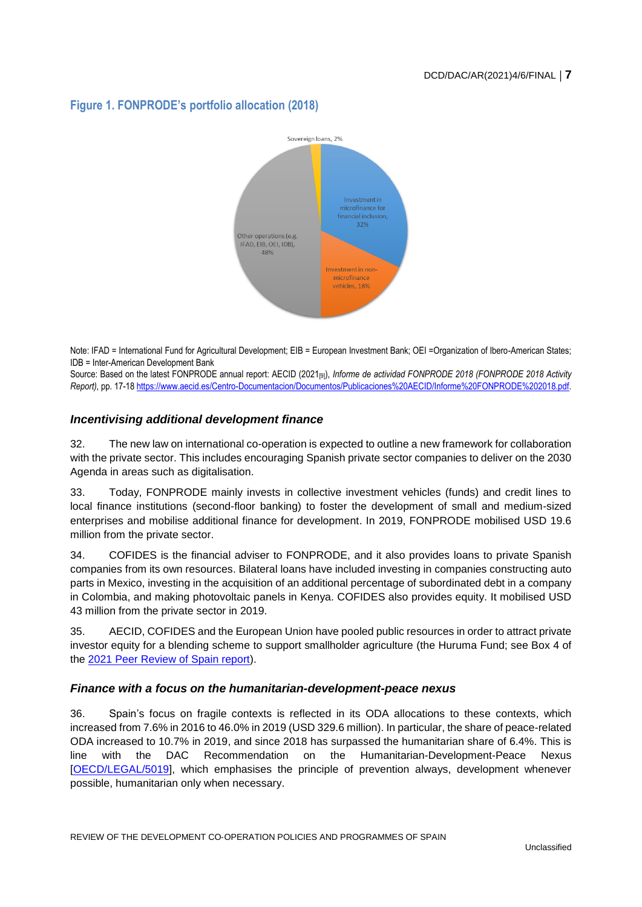**Figure 1. FONPRODE's portfolio allocation (2018)**

Sovereign loans, 2%

Investment in microfinance for financial inclusion, 32%

Investment in non-microfinance vehicles, 18%

Other operations (e.g. IFAD, EIB, OEI, IDB), 48%

Note: IFAD = International Fund for Agricultural Development; EIB = European Investment Bank; OEI =Organization of Ibero-American States; IDB = Inter-American Development Bank

Source: Based on the latest FONPRODE annual report: AECID (2021[9]), *Informe de actividad FONPRODE 2018 (FONPRODE 2018 Activity Report)*, pp. 17-18 https://www.aecid.es/Centro-Documentacion/Documentos/Publicaciones%20AECID/Informe%20FONPRODE%202018.pdf.

### *Incentivising additional development finance*

32. The new law on international co-operation is expected to outline a new framework for collaboration with the private sector. This includes encouraging Spanish private sector companies to deliver on the 2030 Agenda in areas such as digitalisation.

33. Today, FONPRODE mainly invests in collective investment vehicles (funds) and credit lines to local finance institutions (second-floor banking) to foster the development of small and medium-sized enterprises and mobilise additional finance for development. In 2019, FONPRODE mobilised USD 19.6 million from the private sector.

34. COFIDES is the financial adviser to FONPRODE, and it also provides loans to private Spanish companies from its own resources. Bilateral loans have included investing in companies constructing auto parts in Mexico, investing in the acquisition of an additional percentage of subordinated debt in a company in Colombia, and making photovoltaic panels in Kenya. COFIDES also provides equity. It mobilised USD 43 million from the private sector in 2019.

35. AECID, COFIDES and the European Union have pooled public resources in order to attract private investor equity for a blending scheme to support smallholder agriculture (the Huruma Fund; see Box 4 of the 2021 Peer Review of Spain report).

### *Finance with a focus on the humanitarian-development-peace nexus*

36. Spain's focus on fragile contexts is reflected in its ODA allocations to these contexts, which increased from 7.6% in 2016 to 46.0% in 2019 (USD 329.6 million). In particular, the share of peace-related ODA increased to 10.7% in 2019, and since 2018 has surpassed the humanitarian share of 6.4%. This is line with the DAC Recommendation on the Humanitarian-Development-Peace Nexus [OECD/LEGAL/5019], which emphasises the principle of prevention always, development whenever possible, humanitarian only when necessary.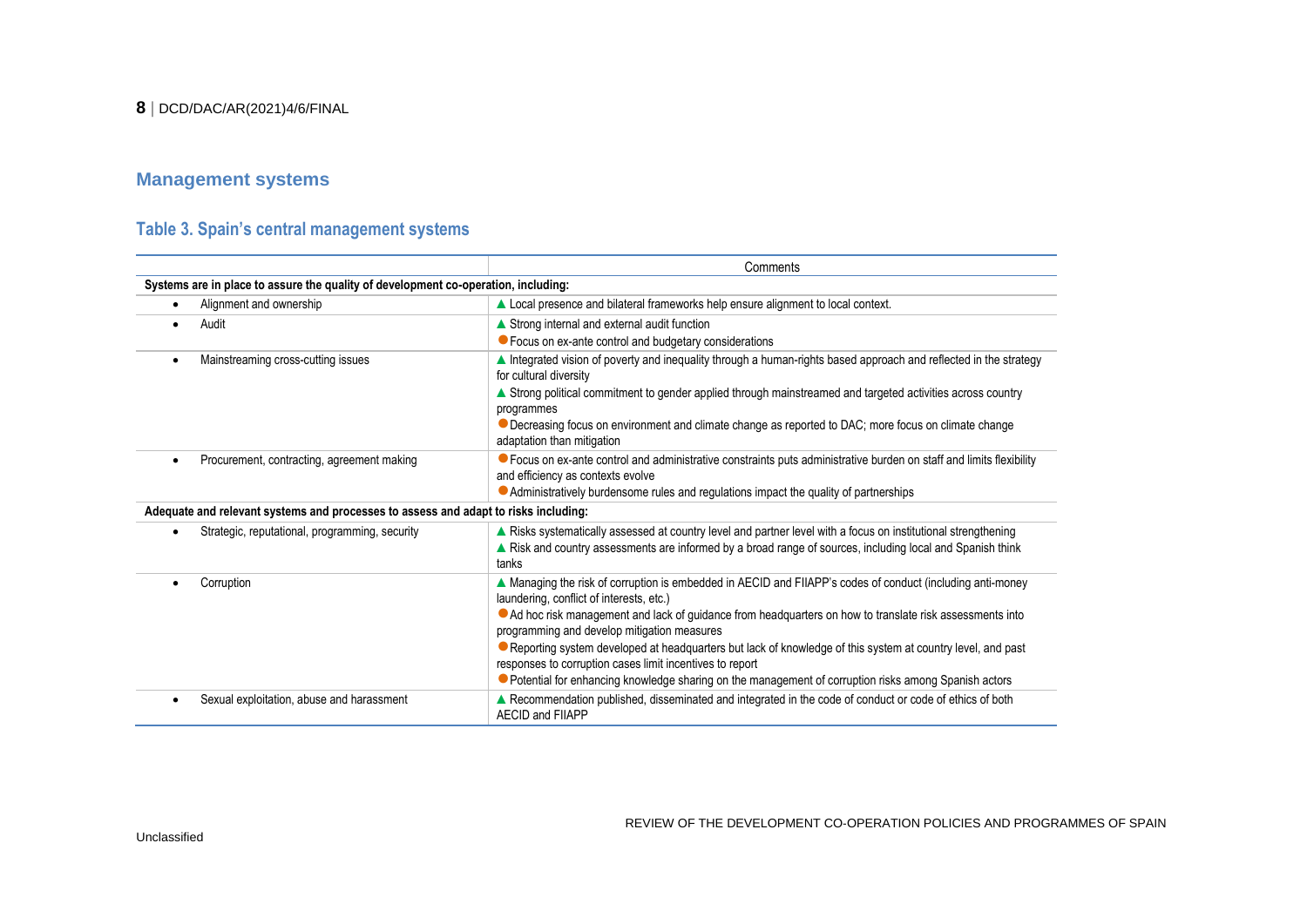## Management systems

### Table 3. Spain's central management systems

| | Comments |
|---|---|
| **Systems are in place to assure the quality of development co-operation, including:** | |
| • Alignment and ownership | ▲ Local presence and bilateral frameworks help ensure alignment to local context. |
| • Audit | ▲ Strong internal and external audit function<br>● Focus on ex-ante control and budgetary considerations |
| • Mainstreaming cross-cutting issues | ▲ Integrated vision of poverty and inequality through a human-rights based approach and reflected in the strategy for cultural diversity<br>▲ Strong political commitment to gender applied through mainstreamed and targeted activities across country programmes<br>● Decreasing focus on environment and climate change as reported to DAC; more focus on climate change adaptation than mitigation |
| • Procurement, contracting, agreement making | ● Focus on ex-ante control and administrative constraints puts administrative burden on staff and limits flexibility and efficiency as contexts evolve<br>● Administratively burdensome rules and regulations impact the quality of partnerships |
| **Adequate and relevant systems and processes to assess and adapt to risks including:** | |
| • Strategic, reputational, programming, security | ▲ Risks systematically assessed at country level and partner level with a focus on institutional strengthening<br>▲ Risk and country assessments are informed by a broad range of sources, including local and Spanish think tanks |
| • Corruption | ▲ Managing the risk of corruption is embedded in AECID and FIIAPP's codes of conduct (including anti-money laundering, conflict of interests, etc.)<br>● Ad hoc risk management and lack of guidance from headquarters on how to translate risk assessments into programming and develop mitigation measures<br>● Reporting system developed at headquarters but lack of knowledge of this system at country level, and past responses to corruption cases limit incentives to report<br>● Potential for enhancing knowledge sharing on the management of corruption risks among Spanish actors |
| • Sexual exploitation, abuse and harassment | ▲ Recommendation published, disseminated and integrated in the code of conduct or code of ethics of both AECID and FIIAPP |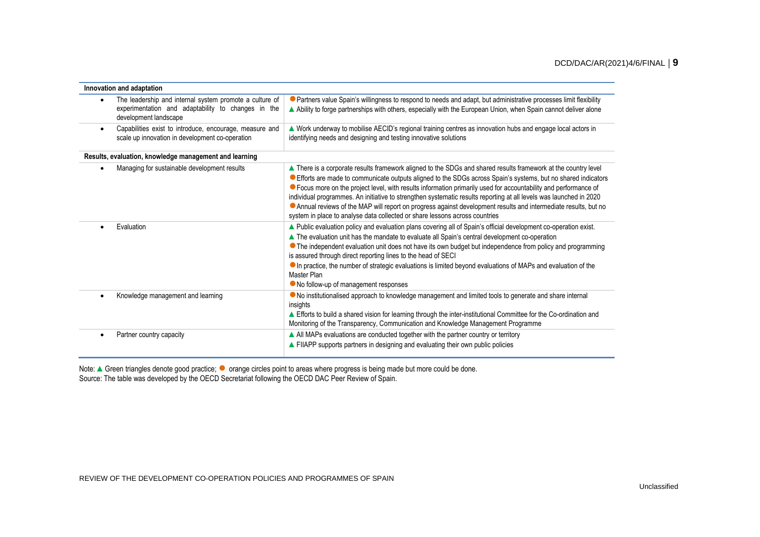| | |
|---|---|
| **Innovation and adaptation** | |
| • The leadership and internal system promote a culture of experimentation and adaptability to changes in the development landscape | ● Partners value Spain's willingness to respond to needs and adapt, but administrative processes limit flexibility<br>▲ Ability to forge partnerships with others, especially with the European Union, when Spain cannot deliver alone |
| • Capabilities exist to introduce, encourage, measure and scale up innovation in development co-operation | ▲ Work underway to mobilise AECID's regional training centres as innovation hubs and engage local actors in identifying needs and designing and testing innovative solutions |
| **Results, evaluation, knowledge management and learning** | |
| • Managing for sustainable development results | ▲ There is a corporate results framework aligned to the SDGs and shared results framework at the country level<br>● Efforts are made to communicate outputs aligned to the SDGs across Spain's systems, but no shared indicators<br>● Focus more on the project level, with results information primarily used for accountability and performance of individual programmes. An initiative to strengthen systematic results reporting at all levels was launched in 2020<br>● Annual reviews of the MAP will report on progress against development results and intermediate results, but no system in place to analyse data collected or share lessons across countries |
| • Evaluation | ▲ Public evaluation policy and evaluation plans covering all of Spain's official development co-operation exist.<br>▲ The evaluation unit has the mandate to evaluate all Spain's central development co-operation<br>● The independent evaluation unit does not have its own budget but independence from policy and programming is assured through direct reporting lines to the head of SECI<br>● In practice, the number of strategic evaluations is limited beyond evaluations of MAPs and evaluation of the Master Plan<br>● No follow-up of management responses |
| • Knowledge management and learning | ● No institutionalised approach to knowledge management and limited tools to generate and share internal insights<br>▲ Efforts to build a shared vision for learning through the inter-institutional Committee for the Co-ordination and Monitoring of the Transparency, Communication and Knowledge Management Programme |
| • Partner country capacity | ▲ All MAPs evaluations are conducted together with the partner country or territory<br>▲ FIIAPP supports partners in designing and evaluating their own public policies |

Note: ▲ Green triangles denote good practice; ● orange circles point to areas where progress is being made but more could be done.
Source: The table was developed by the OECD Secretariat following the OECD DAC Peer Review of Spain.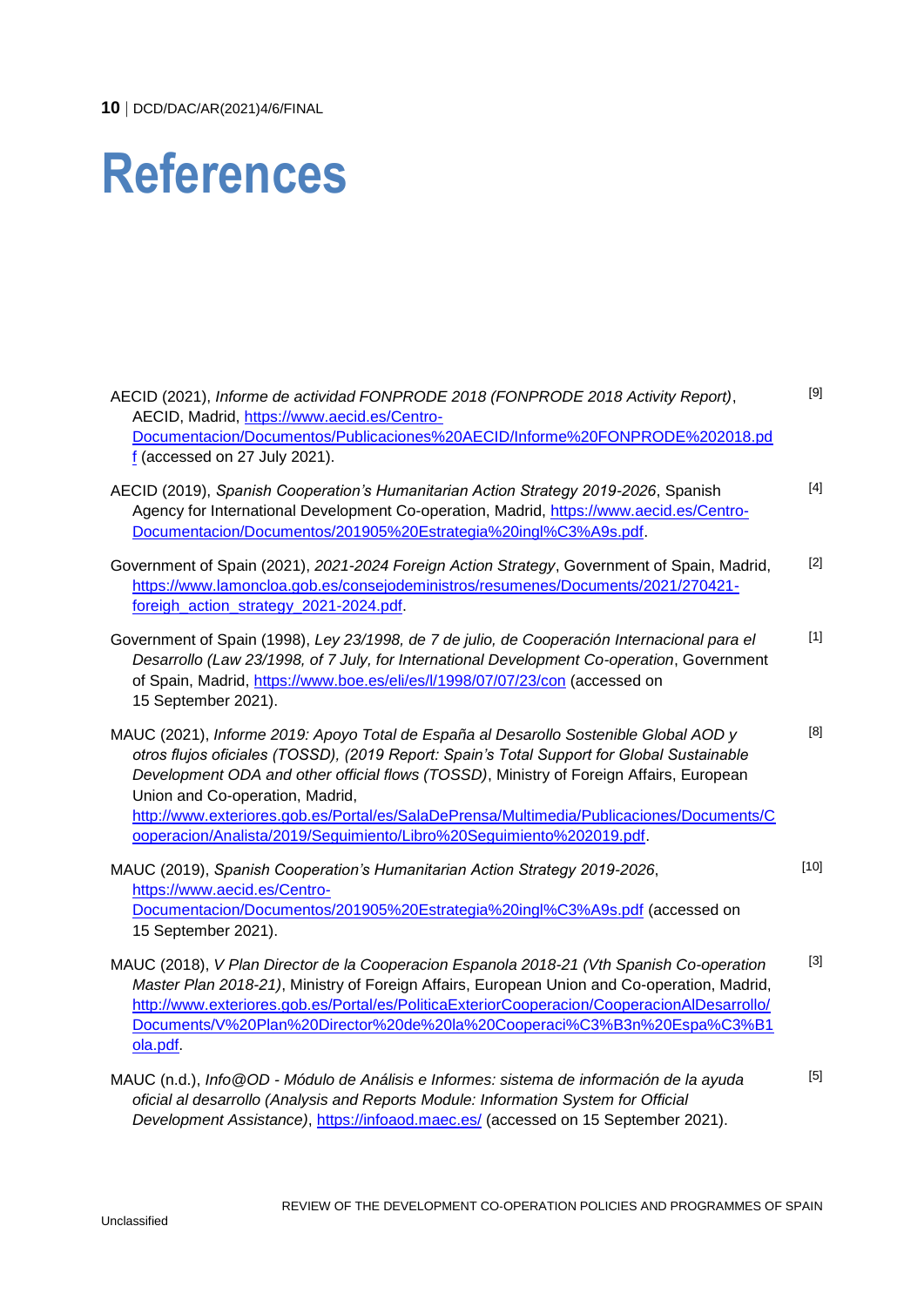# References

AECID (2021), *Informe de actividad FONPRODE 2018 (FONPRODE 2018 Activity Report)*, AECID, Madrid, https://www.aecid.es/Centro-Documentacion/Documentos/Publicaciones%20AECID/Informe%20FONPRODE%202018.pdf (accessed on 27 July 2021). [9]

AECID (2019), *Spanish Cooperation's Humanitarian Action Strategy 2019-2026*, Spanish Agency for International Development Co-operation, Madrid, https://www.aecid.es/Centro-Documentacion/Documentos/201905%20Estrategia%20ingl%C3%A9s.pdf. [4]

Government of Spain (2021), *2021-2024 Foreign Action Strategy*, Government of Spain, Madrid, https://www.lamoncloa.gob.es/consejodeministros/resumenes/Documents/2021/270421-foreigh_action_strategy_2021-2024.pdf. [2]

Government of Spain (1998), *Ley 23/1998, de 7 de julio, de Cooperación Internacional para el Desarrollo (Law 23/1998, of 7 July, for International Development Co-operation*, Government of Spain, Madrid, https://www.boe.es/eli/es/l/1998/07/07/23/con (accessed on 15 September 2021). [1]

MAUC (2021), *Informe 2019: Apoyo Total de España al Desarrollo Sostenible Global AOD y otros flujos oficiales (TOSSD), (2019 Report: Spain's Total Support for Global Sustainable Development ODA and other official flows (TOSSD)*, Ministry of Foreign Affairs, European Union and Co-operation, Madrid, http://www.exteriores.gob.es/Portal/es/SalaDePrensa/Multimedia/Publicaciones/Documents/Cooperacion/Analista/2019/Seguimiento/Libro%20Seguimiento%202019.pdf. [8]

MAUC (2019), *Spanish Cooperation's Humanitarian Action Strategy 2019-2026*, https://www.aecid.es/Centro-Documentacion/Documentos/201905%20Estrategia%20ingl%C3%A9s.pdf (accessed on 15 September 2021). [10]

MAUC (2018), *V Plan Director de la Cooperacion Espanola 2018-21 (Vth Spanish Co-operation Master Plan 2018-21)*, Ministry of Foreign Affairs, European Union and Co-operation, Madrid, http://www.exteriores.gob.es/Portal/es/PoliticaExteriorCooperacion/CooperacionAlDesarrollo/Documents/V%20Plan%20Director%20de%20la%20Cooperaci%C3%B3n%20Espa%C3%B1ola.pdf. [3]

MAUC (n.d.), *Info@OD - Módulo de Análisis e Informes: sistema de información de la ayuda oficial al desarrollo (Analysis and Reports Module: Information System for Official Development Assistance)*, https://infoaod.maec.es/ (accessed on 15 September 2021). [5]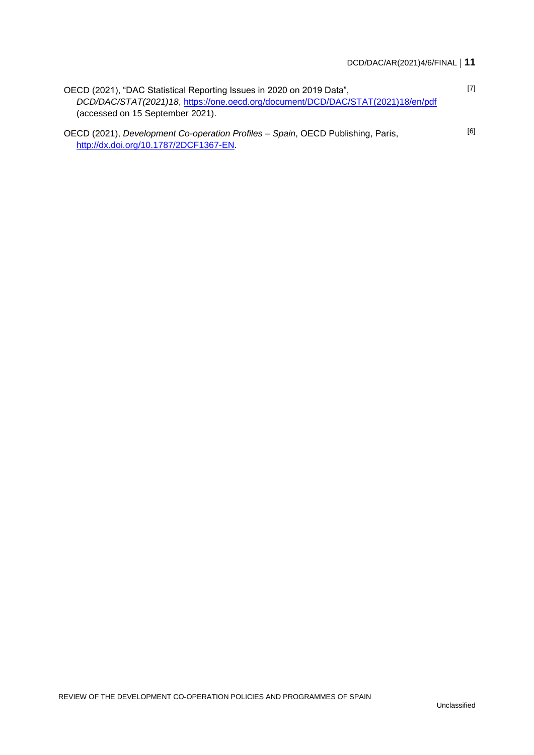OECD (2021), “DAC Statistical Reporting Issues in 2020 on 2019 Data”, *DCD/DAC/STAT(2021)18*, https://one.oecd.org/document/DCD/DAC/STAT(2021)18/en/pdf (accessed on 15 September 2021). [7]

OECD (2021), *Development Co-operation Profiles – Spain*, OECD Publishing, Paris, http://dx.doi.org/10.1787/2DCF1367-EN. [6]